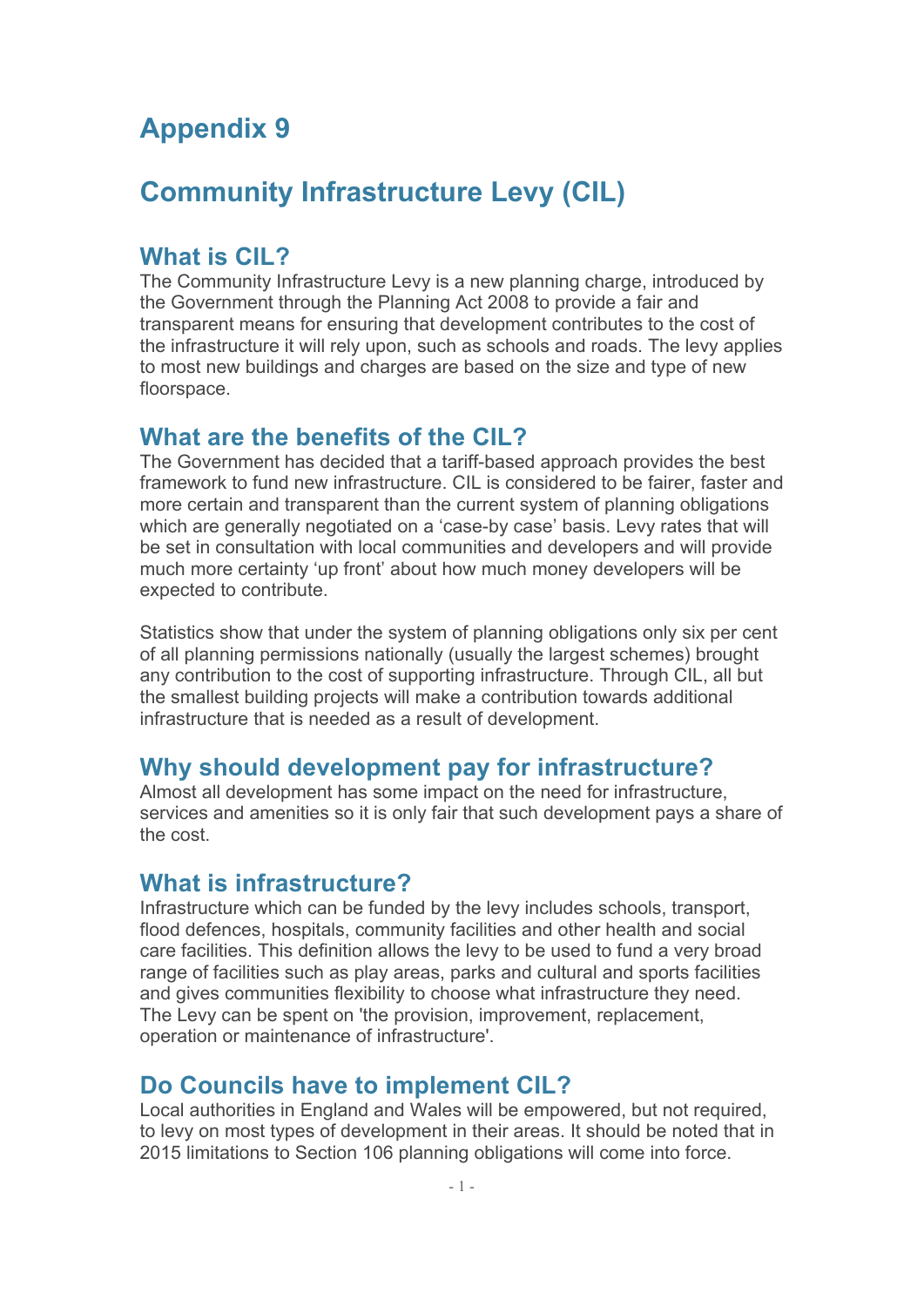# Appendix 9

# Community Infrastructure Levy (CIL)

## What is CIL?

The Community Infrastructure Levy is a new planning charge, introduced by the Government through the Planning Act 2008 to provide a fair and transparent means for ensuring that development contributes to the cost of the infrastructure it will rely upon, such as schools and roads. The levy applies to most new buildings and charges are based on the size and type of new floorspace.

## What are the benefits of the CIL?

The Government has decided that a tariff-based approach provides the best framework to fund new infrastructure. CIL is considered to be fairer, faster and more certain and transparent than the current system of planning obligations which are generally negotiated on a 'case-by case' basis. Levy rates that will be set in consultation with local communities and developers and will provide much more certainty 'up front' about how much money developers will be expected to contribute.

Statistics show that under the system of planning obligations only six per cent of all planning permissions nationally (usually the largest schemes) brought any contribution to the cost of supporting infrastructure. Through CIL, all but the smallest building projects will make a contribution towards additional infrastructure that is needed as a result of development.

## Why should development pay for infrastructure?

Almost all development has some impact on the need for infrastructure, services and amenities so it is only fair that such development pays a share of the cost.

## What is infrastructure?

Infrastructure which can be funded by the levy includes schools, transport, flood defences, hospitals, community facilities and other health and social care facilities. This definition allows the levy to be used to fund a very broad range of facilities such as play areas, parks and cultural and sports facilities and gives communities flexibility to choose what infrastructure they need. The Levy can be spent on 'the provision, improvement, replacement, operation or maintenance of infrastructure'.

## Do Councils have to implement CIL?

Local authorities in England and Wales will be empowered, but not required, to levy on most types of development in their areas. It should be noted that in 2015 limitations to Section 106 planning obligations will come into force.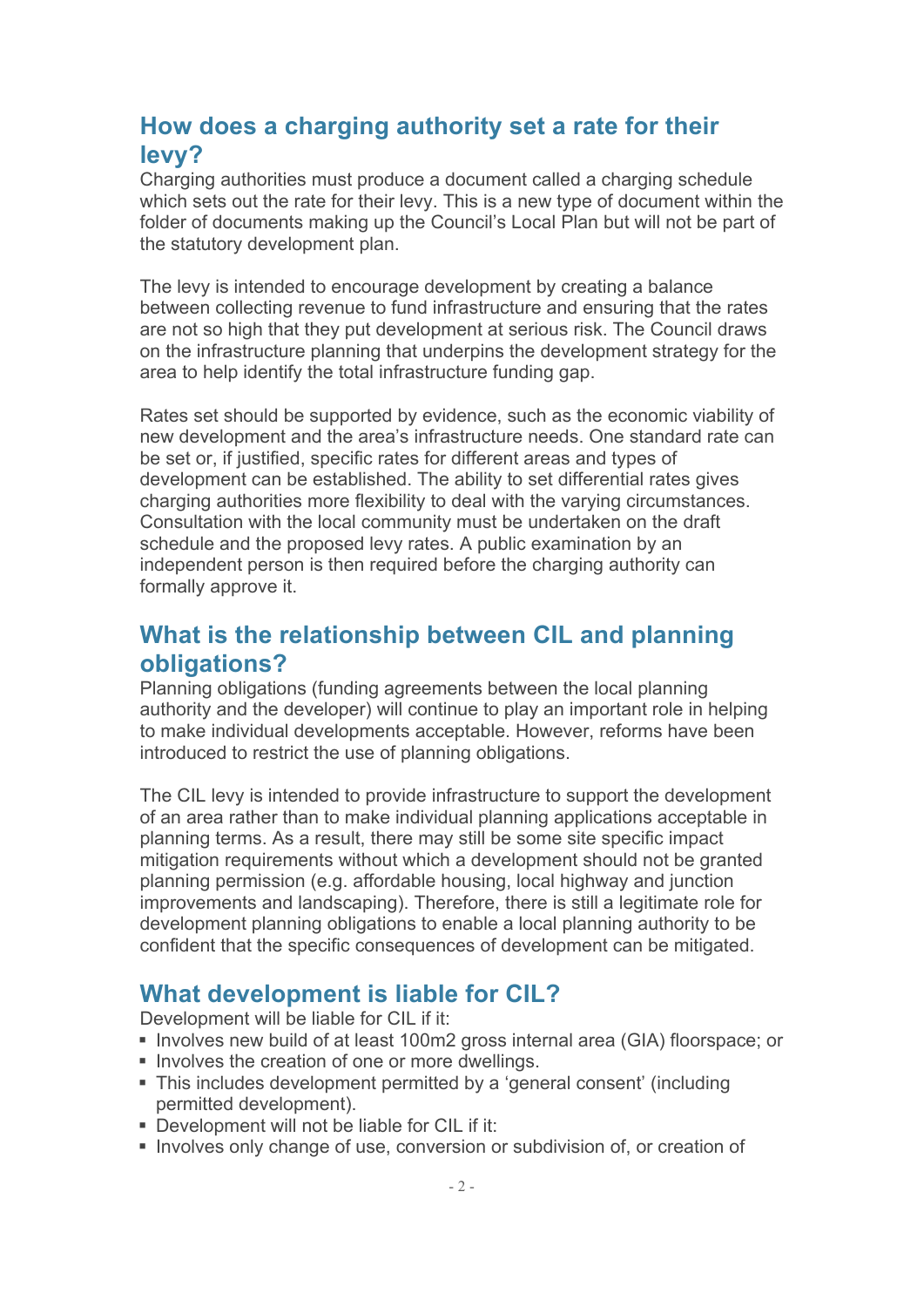## How does a charging authority set a rate for their levy?

Charging authorities must produce a document called a charging schedule which sets out the rate for their levy. This is a new type of document within the folder of documents making up the Council's Local Plan but will not be part of the statutory development plan.

The levy is intended to encourage development by creating a balance between collecting revenue to fund infrastructure and ensuring that the rates are not so high that they put development at serious risk. The Council draws on the infrastructure planning that underpins the development strategy for the area to help identify the total infrastructure funding gap.

Rates set should be supported by evidence, such as the economic viability of new development and the area's infrastructure needs. One standard rate can be set or, if justified, specific rates for different areas and types of development can be established. The ability to set differential rates gives charging authorities more flexibility to deal with the varying circumstances. Consultation with the local community must be undertaken on the draft schedule and the proposed levy rates. A public examination by an independent person is then required before the charging authority can formally approve it.

## What is the relationship between CIL and planning obligations?

Planning obligations (funding agreements between the local planning authority and the developer) will continue to play an important role in helping to make individual developments acceptable. However, reforms have been introduced to restrict the use of planning obligations.

The CIL levy is intended to provide infrastructure to support the development of an area rather than to make individual planning applications acceptable in planning terms. As a result, there may still be some site specific impact mitigation requirements without which a development should not be granted planning permission (e.g. affordable housing, local highway and junction improvements and landscaping). Therefore, there is still a legitimate role for development planning obligations to enable a local planning authority to be confident that the specific consequences of development can be mitigated.

## What development is liable for CIL?

Development will be liable for CIL if it:

- Involves new build of at least 100m2 gross internal area (GIA) floorspace; or
- Involves the creation of one or more dwellings.
- This includes development permitted by a 'general consent' (including permitted development).
- Development will not be liable for CIL if it:
- Involves only change of use, conversion or subdivision of, or creation of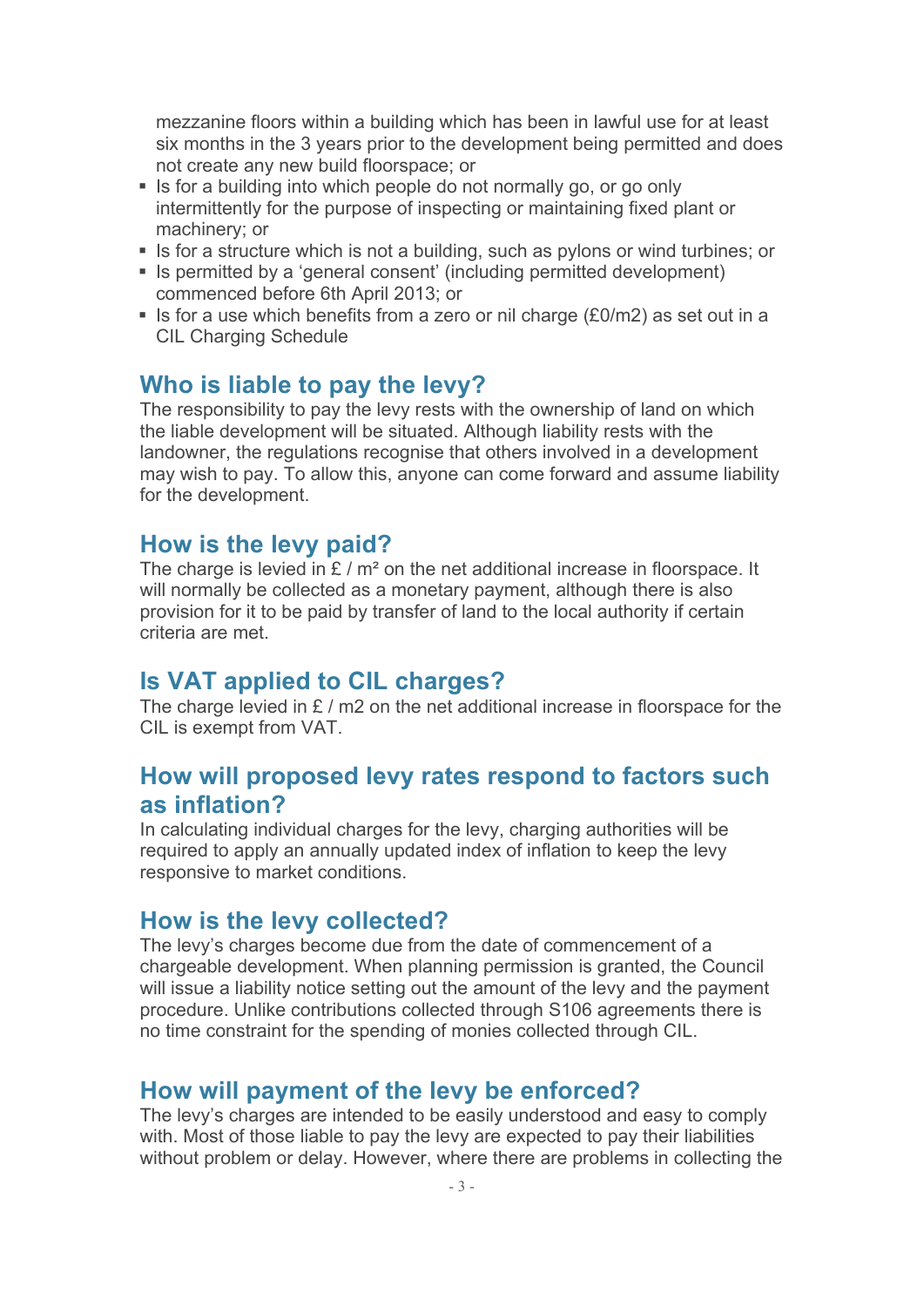mezzanine floors within a building which has been in lawful use for at least six months in the 3 years prior to the development being permitted and does not create any new build floorspace; or

- Is for a building into which people do not normally go, or go only intermittently for the purpose of inspecting or maintaining fixed plant or machinery; or
- Is for a structure which is not a building, such as pylons or wind turbines; or
- Is permitted by a 'general consent' (including permitted development) commenced before 6th April 2013; or
- Is for a use which benefits from a zero or nil charge (£0/m2) as set out in a CIL Charging Schedule

## Who is liable to pay the levy?

The responsibility to pay the levy rests with the ownership of land on which the liable development will be situated. Although liability rests with the landowner, the regulations recognise that others involved in a development may wish to pay. To allow this, anyone can come forward and assume liability for the development.

## How is the levy paid?

The charge is levied in £ / m² on the net additional increase in floorspace. It will normally be collected as a monetary payment, although there is also provision for it to be paid by transfer of land to the local authority if certain criteria are met.

## Is VAT applied to CIL charges?

The charge levied in £ / m2 on the net additional increase in floorspace for the CIL is exempt from VAT.

## How will proposed levy rates respond to factors such as inflation?

In calculating individual charges for the levy, charging authorities will be required to apply an annually updated index of inflation to keep the levy responsive to market conditions.

## How is the levy collected?

The levy's charges become due from the date of commencement of a chargeable development. When planning permission is granted, the Council will issue a liability notice setting out the amount of the levy and the payment procedure. Unlike contributions collected through S106 agreements there is no time constraint for the spending of monies collected through CIL.

## How will payment of the levy be enforced?

The levy's charges are intended to be easily understood and easy to comply with. Most of those liable to pay the levy are expected to pay their liabilities without problem or delay. However, where there are problems in collecting the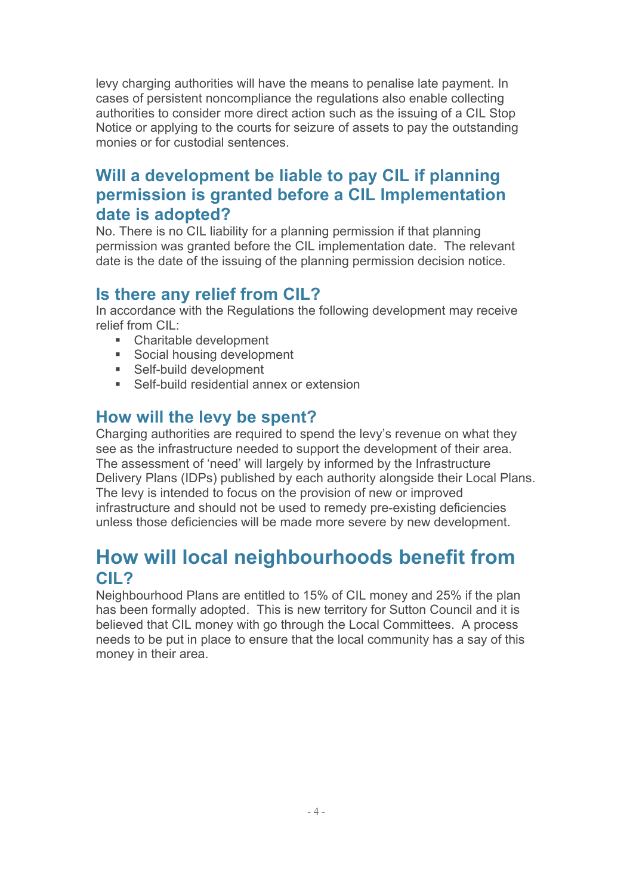levy charging authorities will have the means to penalise late payment. In cases of persistent noncompliance the regulations also enable collecting authorities to consider more direct action such as the issuing of a CIL Stop Notice or applying to the courts for seizure of assets to pay the outstanding monies or for custodial sentences.

### Will a development be liable to pay CIL if planning permission is granted before a CIL Implementation date is adopted?

No. There is no CIL liability for a planning permission if that planning permission was granted before the CIL implementation date. The relevant date is the date of the issuing of the planning permission decision notice.

### Is there any relief from CIL?

In accordance with the Regulations the following development may receive relief from CIL:

- Charitable development
- Social housing development
- Self-build development
- Self-build residential annex or extension

### How will the levy be spent?

Charging authorities are required to spend the levy's revenue on what they see as the infrastructure needed to support the development of their area. The assessment of 'need' will largely by informed by the Infrastructure Delivery Plans (IDPs) published by each authority alongside their Local Plans. The levy is intended to focus on the provision of new or improved infrastructure and should not be used to remedy pre-existing deficiencies unless those deficiencies will be made more severe by new development.

## How will local neighbourhoods benefit from CIL?

Neighbourhood Plans are entitled to 15% of CIL money and 25% if the plan has been formally adopted. This is new territory for Sutton Council and it is believed that CIL money with go through the Local Committees. A process needs to be put in place to ensure that the local community has a say of this money in their area.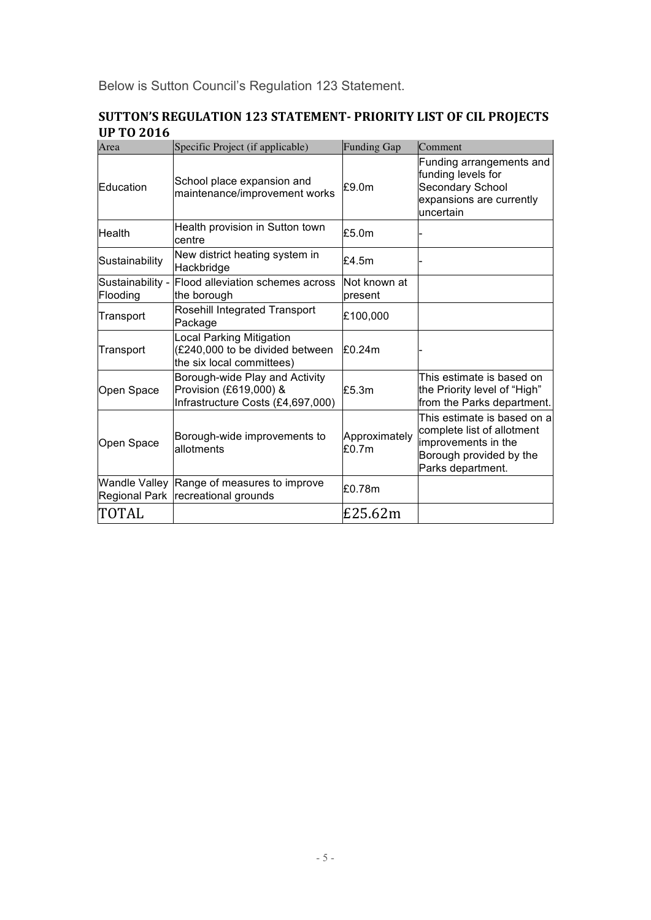Below is Sutton Council's Regulation 123 Statement.

## SUTTON'S REGULATION 123 STATEMENT- PRIORITY LIST OF CIL PROJECTS UP TO 2016

| Area | Specific Project (if applicable) | Funding Gap | Comment |
|---|---|---|---|
| Education | School place expansion and maintenance/improvement works | £9.0m | Funding arrangements and funding levels for Secondary School expansions are currently uncertain |
| Health | Health provision in Sutton town centre | £5.0m | - |
| Sustainability | New district heating system in Hackbridge | £4.5m | - |
| Sustainability - Flooding | Flood alleviation schemes across the borough | Not known at present | |
| Transport | Rosehill Integrated Transport Package | £100,000 | |
| Transport | Local Parking Mitigation (£240,000 to be divided between the six local committees) | £0.24m | - |
| Open Space | Borough-wide Play and Activity Provision (£619,000) & Infrastructure Costs (£4,697,000) | £5.3m | This estimate is based on the Priority level of "High" from the Parks department. |
| Open Space | Borough-wide improvements to allotments | Approximately £0.7m | This estimate is based on a complete list of allotment improvements in the Borough provided by the Parks department. |
| Wandle Valley Regional Park | Range of measures to improve recreational grounds | £0.78m | |
| TOTAL | | £25.62m | |